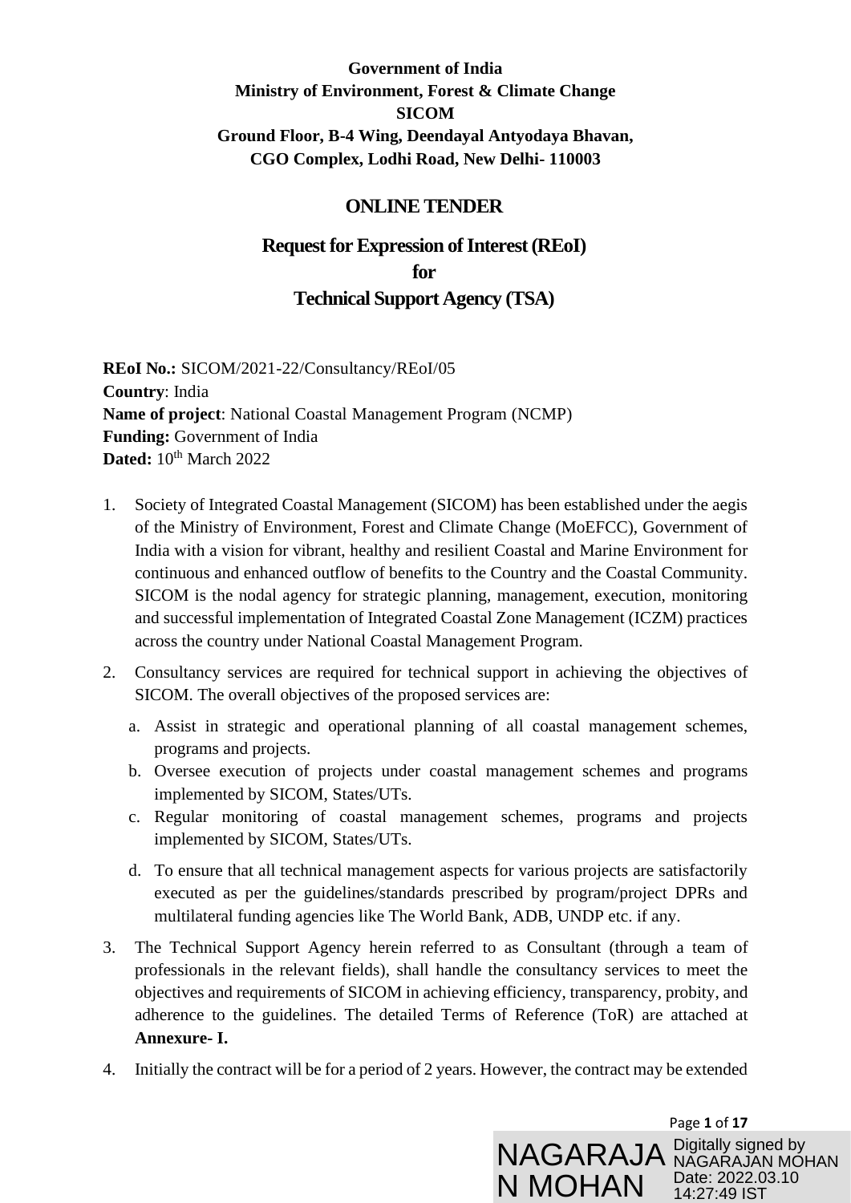**Government of India**
**Ministry of Environment, Forest & Climate Change**
**SICOM**
**Ground Floor, B-4 Wing, Deendayal Antyodaya Bhavan,**
**CGO Complex, Lodhi Road, New Delhi- 110003**

# ONLINE TENDER

## Request for Expression of Interest (REoI) for Technical Support Agency (TSA)

**REoI No.:** SICOM/2021-22/Consultancy/REoI/05
**Country**: India
**Name of project**: National Coastal Management Program (NCMP)
**Funding:** Government of India
**Dated:** 10th March 2022

1. Society of Integrated Coastal Management (SICOM) has been established under the aegis of the Ministry of Environment, Forest and Climate Change (MoEFCC), Government of India with a vision for vibrant, healthy and resilient Coastal and Marine Environment for continuous and enhanced outflow of benefits to the Country and the Coastal Community. SICOM is the nodal agency for strategic planning, management, execution, monitoring and successful implementation of Integrated Coastal Zone Management (ICZM) practices across the country under National Coastal Management Program.

2. Consultancy services are required for technical support in achieving the objectives of SICOM. The overall objectives of the proposed services are:

   a. Assist in strategic and operational planning of all coastal management schemes, programs and projects.
   b. Oversee execution of projects under coastal management schemes and programs implemented by SICOM, States/UTs.
   c. Regular monitoring of coastal management schemes, programs and projects implemented by SICOM, States/UTs.
   d. To ensure that all technical management aspects for various projects are satisfactorily executed as per the guidelines/standards prescribed by program/project DPRs and multilateral funding agencies like The World Bank, ADB, UNDP etc. if any.

3. The Technical Support Agency herein referred to as Consultant (through a team of professionals in the relevant fields), shall handle the consultancy services to meet the objectives and requirements of SICOM in achieving efficiency, transparency, probity, and adherence to the guidelines. The detailed Terms of Reference (ToR) are attached at **Annexure- I.**

4. Initially the contract will be for a period of 2 years. However, the contract may be extended

NAGARAJAN MOHAN Digitally signed by NAGARAJAN MOHAN Date: 2022.03.10 14:27:49 IST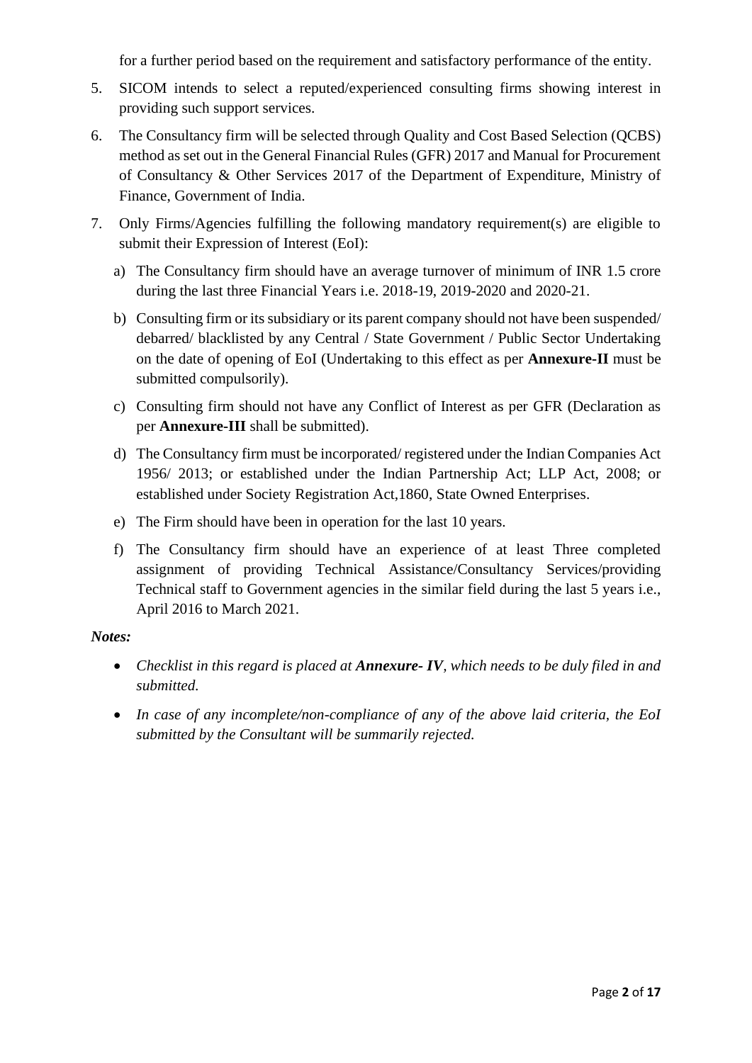for a further period based on the requirement and satisfactory performance of the entity.

5. SICOM intends to select a reputed/experienced consulting firms showing interest in providing such support services.

6. The Consultancy firm will be selected through Quality and Cost Based Selection (QCBS) method as set out in the General Financial Rules (GFR) 2017 and Manual for Procurement of Consultancy & Other Services 2017 of the Department of Expenditure, Ministry of Finance, Government of India.

7. Only Firms/Agencies fulfilling the following mandatory requirement(s) are eligible to submit their Expression of Interest (EoI):

   a) The Consultancy firm should have an average turnover of minimum of INR 1.5 crore during the last three Financial Years i.e. 2018-19, 2019-2020 and 2020-21.

   b) Consulting firm or its subsidiary or its parent company should not have been suspended/ debarred/ blacklisted by any Central / State Government / Public Sector Undertaking on the date of opening of EoI (Undertaking to this effect as per **Annexure-II** must be submitted compulsorily).

   c) Consulting firm should not have any Conflict of Interest as per GFR (Declaration as per **Annexure-III** shall be submitted).

   d) The Consultancy firm must be incorporated/ registered under the Indian Companies Act 1956/ 2013; or established under the Indian Partnership Act; LLP Act, 2008; or established under Society Registration Act,1860, State Owned Enterprises.

   e) The Firm should have been in operation for the last 10 years.

   f) The Consultancy firm should have an experience of at least Three completed assignment of providing Technical Assistance/Consultancy Services/providing Technical staff to Government agencies in the similar field during the last 5 years i.e., April 2016 to March 2021.

***Notes:***

- *Checklist in this regard is placed at **Annexure- IV**, which needs to be duly filed in and submitted.*
- *In case of any incomplete/non-compliance of any of the above laid criteria, the EoI submitted by the Consultant will be summarily rejected.*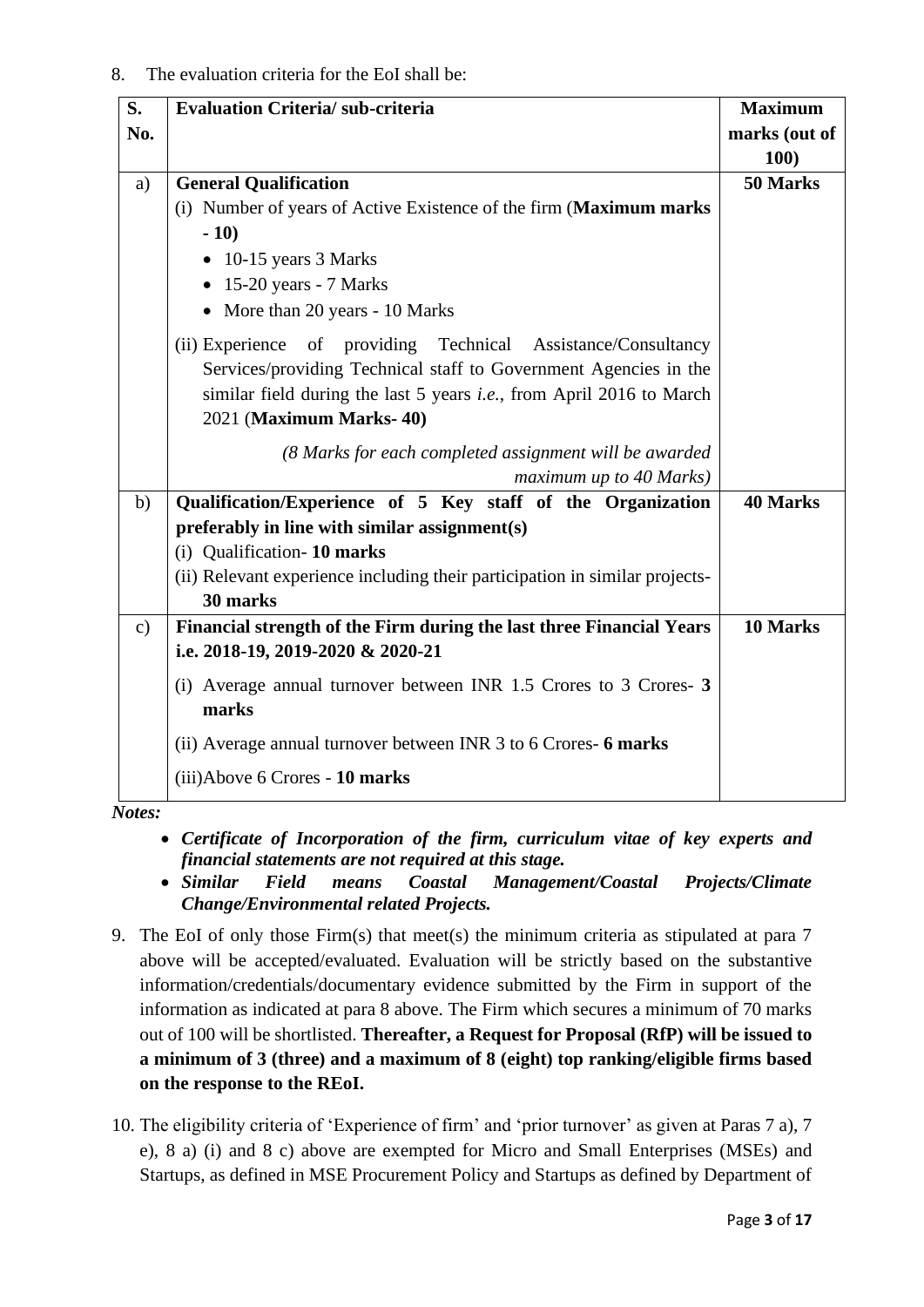8. The evaluation criteria for the EoI shall be:

| S. No. | Evaluation Criteria/ sub-criteria | Maximum marks (out of 100) |
|---|---|---|
| a) | **General Qualification**<br>(i) Number of years of Active Existence of the firm (**Maximum marks - 10)**<br>• 10-15 years 3 Marks<br>• 15-20 years - 7 Marks<br>• More than 20 years - 10 Marks<br>(ii) Experience of providing Technical Assistance/Consultancy Services/providing Technical staff to Government Agencies in the similar field during the last 5 years *i.e.*, from April 2016 to March 2021 (**Maximum Marks- 40)**<br>*(8 Marks for each completed assignment will be awarded maximum up to 40 Marks)* | **50 Marks** |
| b) | **Qualification/Experience of 5 Key staff of the Organization preferably in line with similar assignment(s)**<br>(i) Qualification- **10 marks**<br>(ii) Relevant experience including their participation in similar projects- **30 marks** | **40 Marks** |
| c) | **Financial strength of the Firm during the last three Financial Years i.e. 2018-19, 2019-2020 & 2020-21**<br>(i) Average annual turnover between INR 1.5 Crores to 3 Crores- **3 marks**<br>(ii) Average annual turnover between INR 3 to 6 Crores- **6 marks**<br>(iii)Above 6 Crores - **10 marks** | **10 Marks** |

***Notes:***

- ***Certificate of Incorporation of the firm, curriculum vitae of key experts and financial statements are not required at this stage.***
- ***Similar Field means Coastal Management/Coastal Projects/Climate Change/Environmental related Projects.***

9. The EoI of only those Firm(s) that meet(s) the minimum criteria as stipulated at para 7 above will be accepted/evaluated. Evaluation will be strictly based on the substantive information/credentials/documentary evidence submitted by the Firm in support of the information as indicated at para 8 above. The Firm which secures a minimum of 70 marks out of 100 will be shortlisted. **Thereafter, a Request for Proposal (RfP) will be issued to a minimum of 3 (three) and a maximum of 8 (eight) top ranking/eligible firms based on the response to the REoI.**

10. The eligibility criteria of 'Experience of firm' and 'prior turnover' as given at Paras 7 a), 7 e), 8 a) (i) and 8 c) above are exempted for Micro and Small Enterprises (MSEs) and Startups, as defined in MSE Procurement Policy and Startups as defined by Department of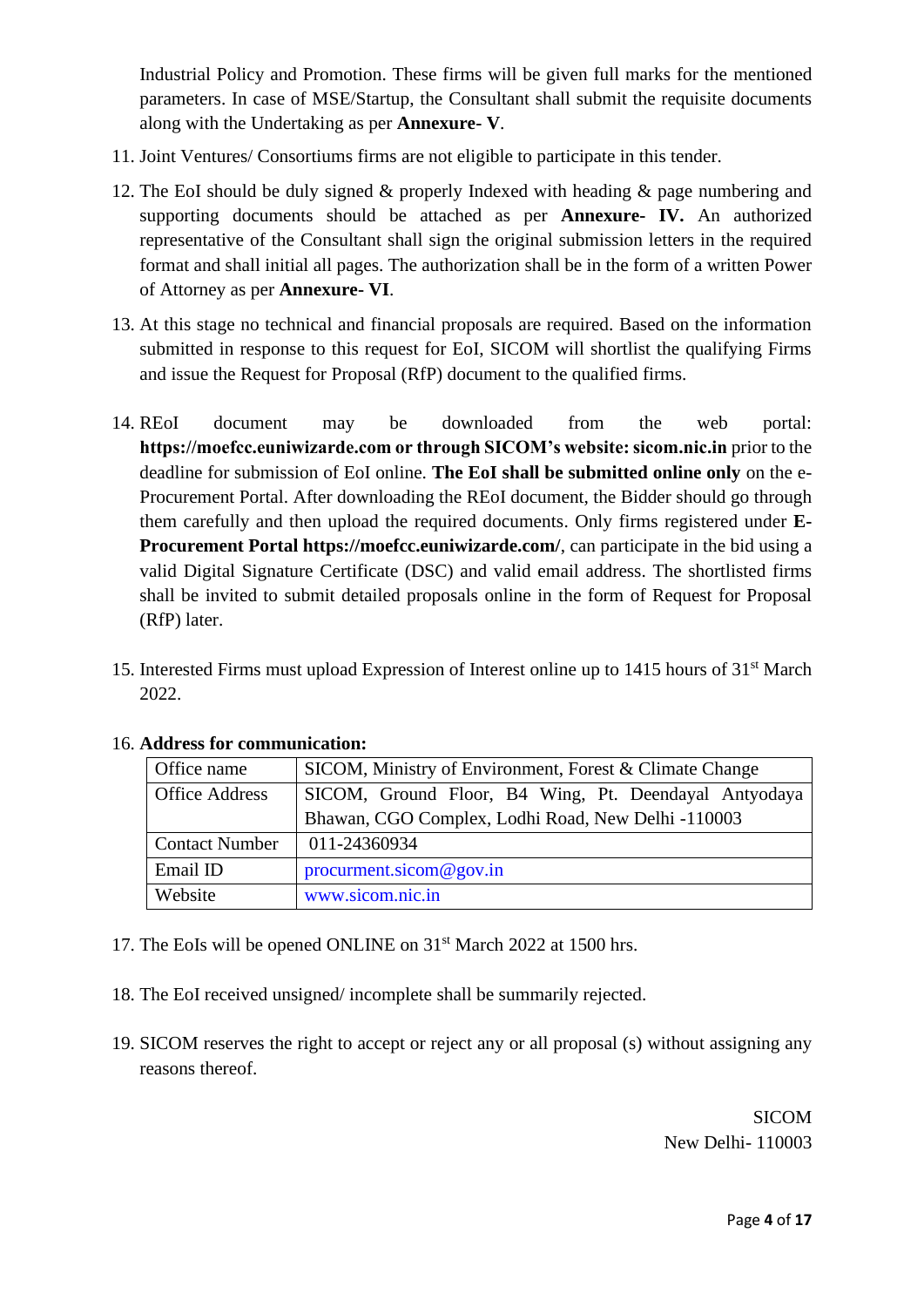Industrial Policy and Promotion. These firms will be given full marks for the mentioned parameters. In case of MSE/Startup, the Consultant shall submit the requisite documents along with the Undertaking as per **Annexure- V**.

11. Joint Ventures/ Consortiums firms are not eligible to participate in this tender.
12. The EoI should be duly signed & properly Indexed with heading & page numbering and supporting documents should be attached as per **Annexure- IV.** An authorized representative of the Consultant shall sign the original submission letters in the required format and shall initial all pages. The authorization shall be in the form of a written Power of Attorney as per **Annexure- VI**.
13. At this stage no technical and financial proposals are required. Based on the information submitted in response to this request for EoI, SICOM will shortlist the qualifying Firms and issue the Request for Proposal (RfP) document to the qualified firms.
14. REoI document may be downloaded from the web portal: **https://moefcc.euniwizarde.com or through SICOM's website: sicom.nic.in** prior to the deadline for submission of EoI online. **The EoI shall be submitted online only** on the e-Procurement Portal. After downloading the REoI document, the Bidder should go through them carefully and then upload the required documents. Only firms registered under **E-Procurement Portal https://moefcc.euniwizarde.com/**, can participate in the bid using a valid Digital Signature Certificate (DSC) and valid email address. The shortlisted firms shall be invited to submit detailed proposals online in the form of Request for Proposal (RfP) later.
15. Interested Firms must upload Expression of Interest online up to 1415 hours of 31st March 2022.
16. **Address for communication:**

| Office name | SICOM, Ministry of Environment, Forest & Climate Change |
|---|---|
| Office Address | SICOM, Ground Floor, B4 Wing, Pt. Deendayal Antyodaya Bhawan, CGO Complex, Lodhi Road, New Delhi -110003 |
| Contact Number | 011-24360934 |
| Email ID | procurment.sicom@gov.in |
| Website | www.sicom.nic.in |

17. The EoIs will be opened ONLINE on 31st March 2022 at 1500 hrs.
18. The EoI received unsigned/ incomplete shall be summarily rejected.
19. SICOM reserves the right to accept or reject any or all proposal (s) without assigning any reasons thereof.

SICOM
New Delhi- 110003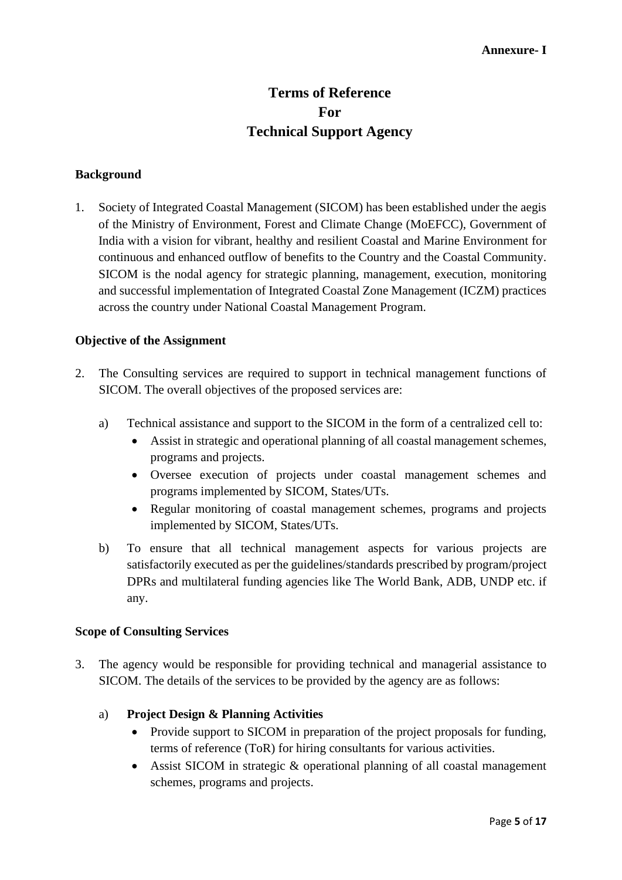**Annexure- I**

# Terms of Reference
# For
# Technical Support Agency

## Background

1. Society of Integrated Coastal Management (SICOM) has been established under the aegis of the Ministry of Environment, Forest and Climate Change (MoEFCC), Government of India with a vision for vibrant, healthy and resilient Coastal and Marine Environment for continuous and enhanced outflow of benefits to the Country and the Coastal Community. SICOM is the nodal agency for strategic planning, management, execution, monitoring and successful implementation of Integrated Coastal Zone Management (ICZM) practices across the country under National Coastal Management Program.

## Objective of the Assignment

2. The Consulting services are required to support in technical management functions of SICOM. The overall objectives of the proposed services are:

   a) Technical assistance and support to the SICOM in the form of a centralized cell to:
      - Assist in strategic and operational planning of all coastal management schemes, programs and projects.
      - Oversee execution of projects under coastal management schemes and programs implemented by SICOM, States/UTs.
      - Regular monitoring of coastal management schemes, programs and projects implemented by SICOM, States/UTs.

   b) To ensure that all technical management aspects for various projects are satisfactorily executed as per the guidelines/standards prescribed by program/project DPRs and multilateral funding agencies like The World Bank, ADB, UNDP etc. if any.

## Scope of Consulting Services

3. The agency would be responsible for providing technical and managerial assistance to SICOM. The details of the services to be provided by the agency are as follows:

   a) **Project Design & Planning Activities**
      - Provide support to SICOM in preparation of the project proposals for funding, terms of reference (ToR) for hiring consultants for various activities.
      - Assist SICOM in strategic & operational planning of all coastal management schemes, programs and projects.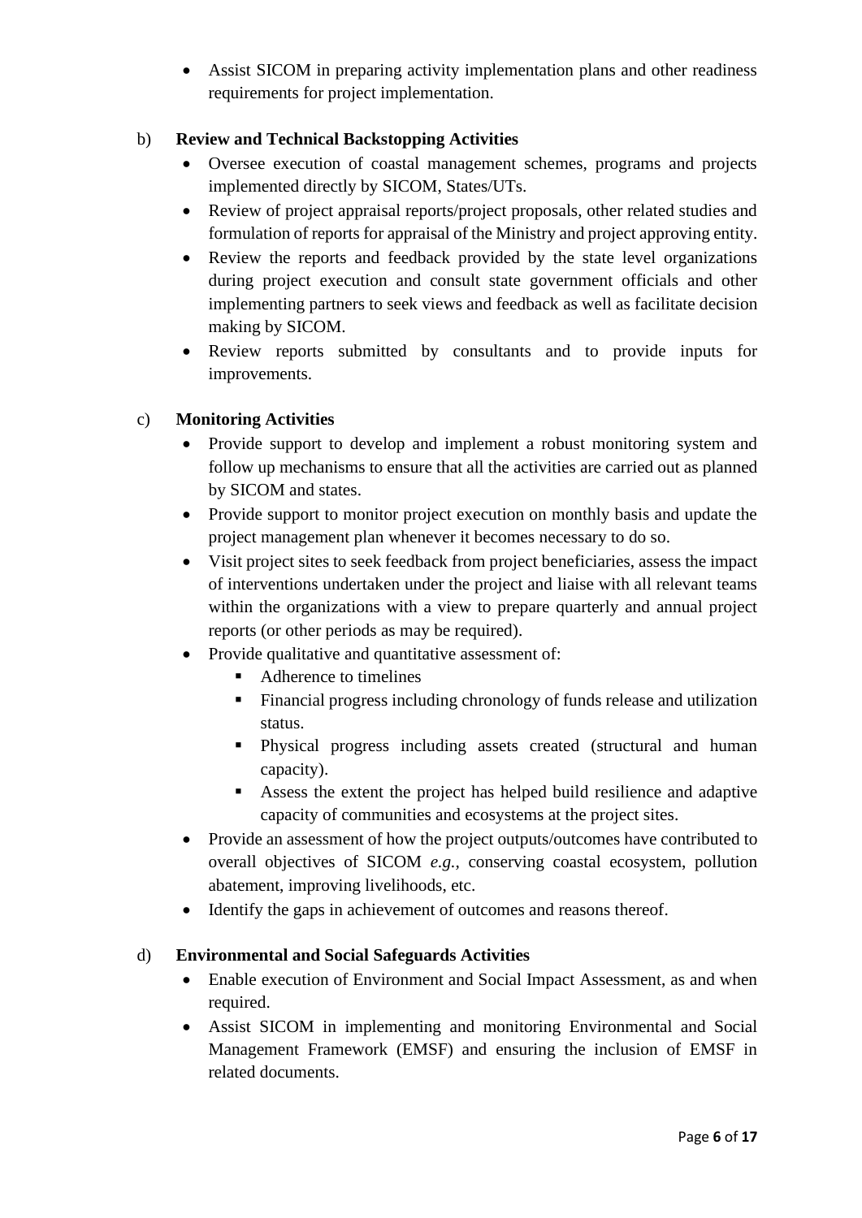- Assist SICOM in preparing activity implementation plans and other readiness requirements for project implementation.

b) **Review and Technical Backstopping Activities**

- Oversee execution of coastal management schemes, programs and projects implemented directly by SICOM, States/UTs.
- Review of project appraisal reports/project proposals, other related studies and formulation of reports for appraisal of the Ministry and project approving entity.
- Review the reports and feedback provided by the state level organizations during project execution and consult state government officials and other implementing partners to seek views and feedback as well as facilitate decision making by SICOM.
- Review reports submitted by consultants and to provide inputs for improvements.

c) **Monitoring Activities**

- Provide support to develop and implement a robust monitoring system and follow up mechanisms to ensure that all the activities are carried out as planned by SICOM and states.
- Provide support to monitor project execution on monthly basis and update the project management plan whenever it becomes necessary to do so.
- Visit project sites to seek feedback from project beneficiaries, assess the impact of interventions undertaken under the project and liaise with all relevant teams within the organizations with a view to prepare quarterly and annual project reports (or other periods as may be required).
- Provide qualitative and quantitative assessment of:
  - Adherence to timelines
  - Financial progress including chronology of funds release and utilization status.
  - Physical progress including assets created (structural and human capacity).
  - Assess the extent the project has helped build resilience and adaptive capacity of communities and ecosystems at the project sites.
- Provide an assessment of how the project outputs/outcomes have contributed to overall objectives of SICOM *e.g.,* conserving coastal ecosystem, pollution abatement, improving livelihoods, etc.
- Identify the gaps in achievement of outcomes and reasons thereof.

d) **Environmental and Social Safeguards Activities**

- Enable execution of Environment and Social Impact Assessment, as and when required.
- Assist SICOM in implementing and monitoring Environmental and Social Management Framework (EMSF) and ensuring the inclusion of EMSF in related documents.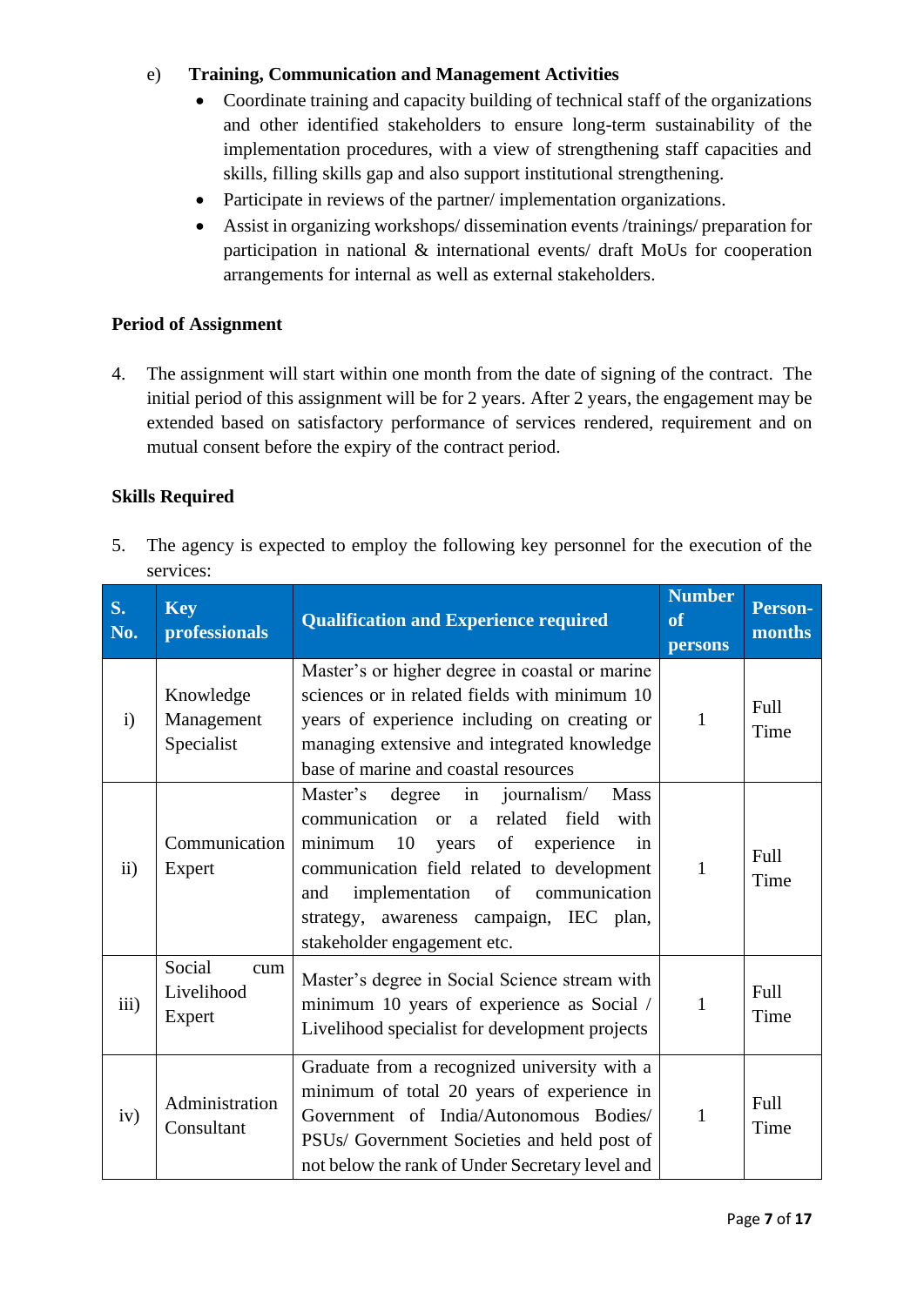e) **Training, Communication and Management Activities**

- Coordinate training and capacity building of technical staff of the organizations and other identified stakeholders to ensure long-term sustainability of the implementation procedures, with a view of strengthening staff capacities and skills, filling skills gap and also support institutional strengthening.
- Participate in reviews of the partner/ implementation organizations.
- Assist in organizing workshops/ dissemination events /trainings/ preparation for participation in national & international events/ draft MoUs for cooperation arrangements for internal as well as external stakeholders.

**Period of Assignment**

4. The assignment will start within one month from the date of signing of the contract. The initial period of this assignment will be for 2 years. After 2 years, the engagement may be extended based on satisfactory performance of services rendered, requirement and on mutual consent before the expiry of the contract period.

**Skills Required**

5. The agency is expected to employ the following key personnel for the execution of the services:

| S. No. | Key professionals | Qualification and Experience required | Number of persons | Person-months |
|---|---|---|---|---|
| i) | Knowledge Management Specialist | Master's or higher degree in coastal or marine sciences or in related fields with minimum 10 years of experience including on creating or managing extensive and integrated knowledge base of marine and coastal resources | 1 | Full Time |
| ii) | Communication Expert | Master's degree in journalism/ Mass communication or a related field with minimum 10 years of experience in communication field related to development and implementation of communication strategy, awareness campaign, IEC plan, stakeholder engagement etc. | 1 | Full Time |
| iii) | Social cum Livelihood Expert | Master's degree in Social Science stream with minimum 10 years of experience as Social / Livelihood specialist for development projects | 1 | Full Time |
| iv) | Administration Consultant | Graduate from a recognized university with a minimum of total 20 years of experience in Government of India/Autonomous Bodies/ PSUs/ Government Societies and held post of not below the rank of Under Secretary level and | 1 | Full Time |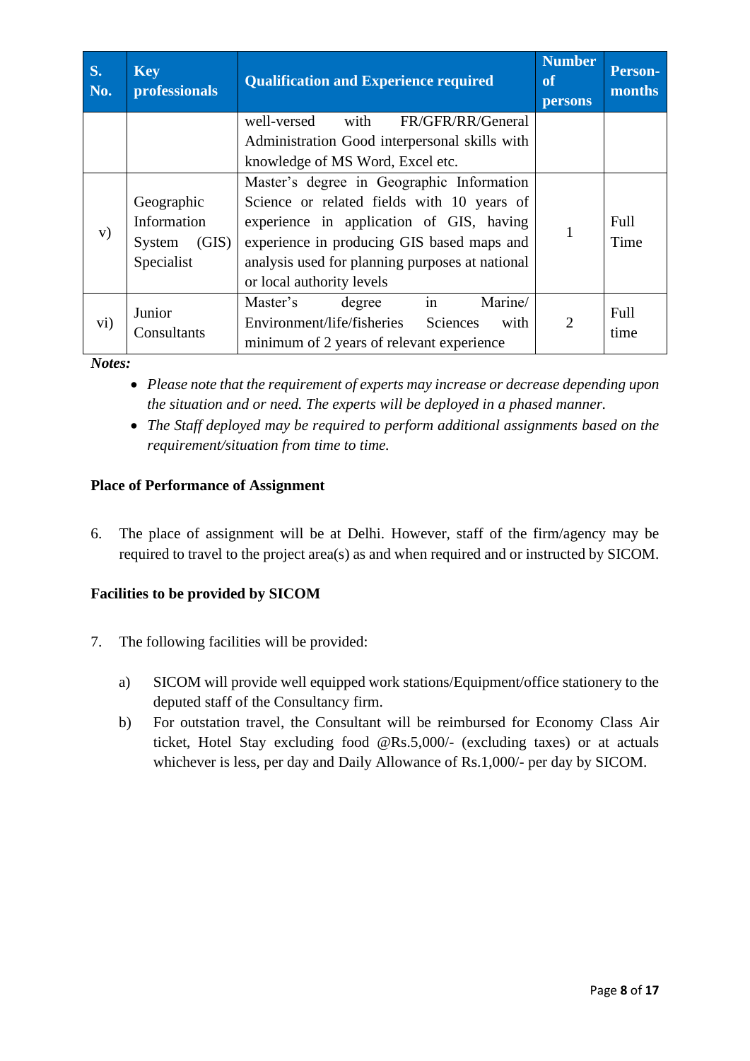| S. No. | Key professionals | Qualification and Experience required | Number of persons | Person-months |
|---|---|---|---|---|
| | | well-versed with FR/GFR/RR/General Administration Good interpersonal skills with knowledge of MS Word, Excel etc. | | |
| v) | Geographic Information System (GIS) Specialist | Master's degree in Geographic Information Science or related fields with 10 years of experience in application of GIS, having experience in producing GIS based maps and analysis used for planning purposes at national or local authority levels | 1 | Full Time |
| vi) | Junior Consultants | Master's degree in Marine/ Environment/life/fisheries Sciences with minimum of 2 years of relevant experience | 2 | Full time |

***Notes:***

- *Please note that the requirement of experts may increase or decrease depending upon the situation and or need. The experts will be deployed in a phased manner.*
- *The Staff deployed may be required to perform additional assignments based on the requirement/situation from time to time.*

**Place of Performance of Assignment**

6. The place of assignment will be at Delhi. However, staff of the firm/agency may be required to travel to the project area(s) as and when required and or instructed by SICOM.

**Facilities to be provided by SICOM**

7. The following facilities will be provided:

   a) SICOM will provide well equipped work stations/Equipment/office stationery to the deputed staff of the Consultancy firm.

   b) For outstation travel, the Consultant will be reimbursed for Economy Class Air ticket, Hotel Stay excluding food @Rs.5,000/- (excluding taxes) or at actuals whichever is less, per day and Daily Allowance of Rs.1,000/- per day by SICOM.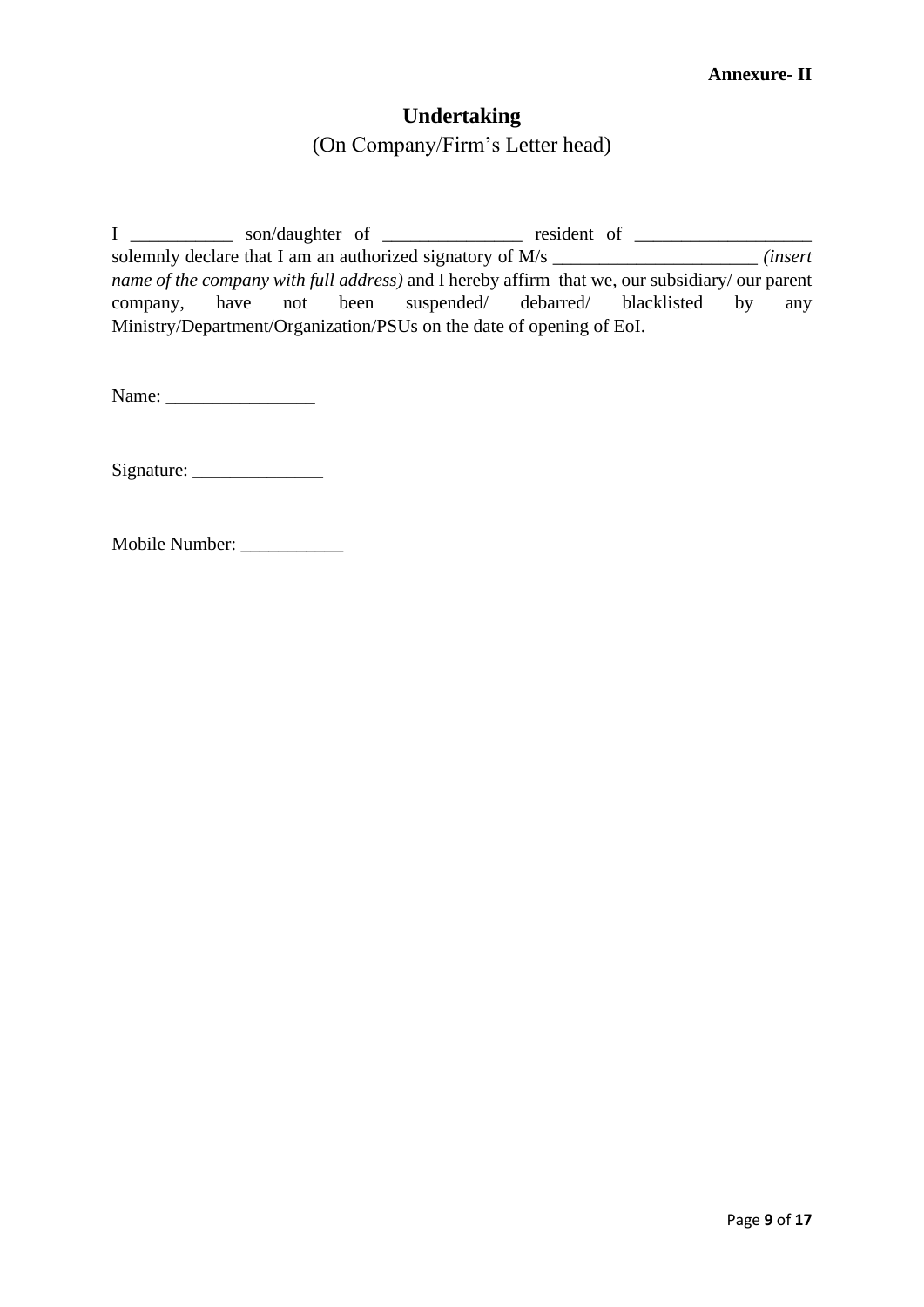**Annexure- II**

# Undertaking

(On Company/Firm's Letter head)

I ___________ son/daughter of _______________ resident of ___________________ solemnly declare that I am an authorized signatory of M/s ______________________ *(insert name of the company with full address)* and I hereby affirm that we, our subsidiary/ our parent company, have not been suspended/ debarred/ blacklisted by any Ministry/Department/Organization/PSUs on the date of opening of EoI.

Name: ________________

Signature: ______________

Mobile Number: ___________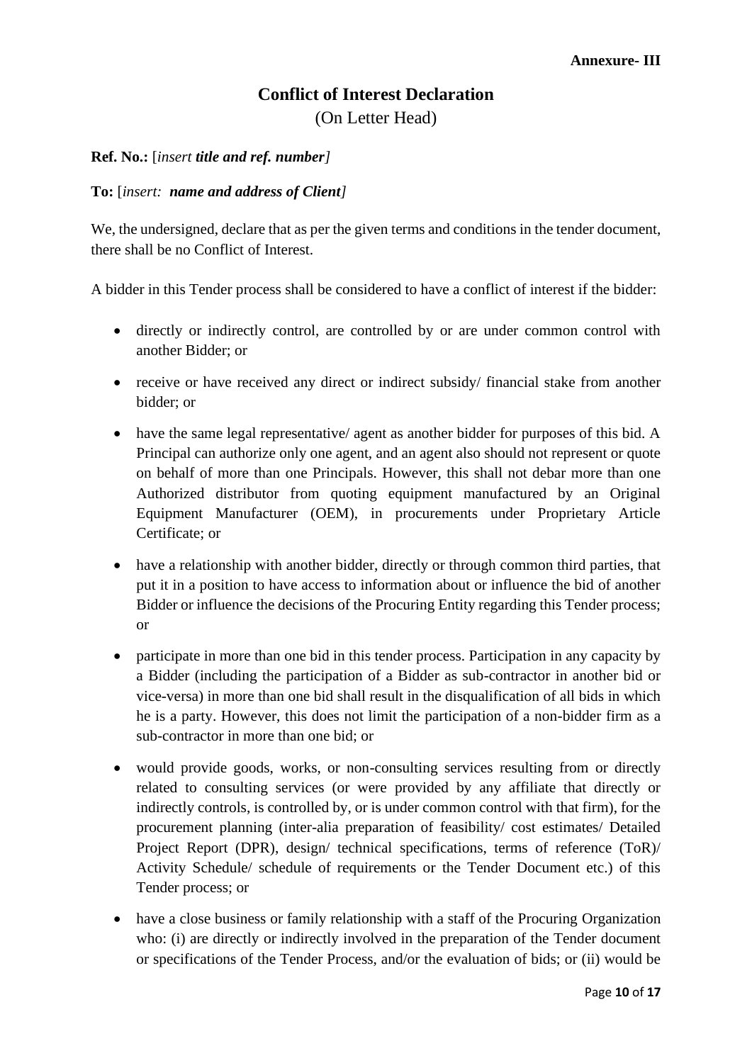**Annexure- III**

# Conflict of Interest Declaration

(On Letter Head)

**Ref. No.:** [*insert* ***title and ref. number***]

**To:** [*insert:* ***name and address of Client***]

We, the undersigned, declare that as per the given terms and conditions in the tender document, there shall be no Conflict of Interest.

A bidder in this Tender process shall be considered to have a conflict of interest if the bidder:

- directly or indirectly control, are controlled by or are under common control with another Bidder; or
- receive or have received any direct or indirect subsidy/ financial stake from another bidder; or
- have the same legal representative/ agent as another bidder for purposes of this bid. A Principal can authorize only one agent, and an agent also should not represent or quote on behalf of more than one Principals. However, this shall not debar more than one Authorized distributor from quoting equipment manufactured by an Original Equipment Manufacturer (OEM), in procurements under Proprietary Article Certificate; or
- have a relationship with another bidder, directly or through common third parties, that put it in a position to have access to information about or influence the bid of another Bidder or influence the decisions of the Procuring Entity regarding this Tender process; or
- participate in more than one bid in this tender process. Participation in any capacity by a Bidder (including the participation of a Bidder as sub-contractor in another bid or vice-versa) in more than one bid shall result in the disqualification of all bids in which he is a party. However, this does not limit the participation of a non-bidder firm as a sub-contractor in more than one bid; or
- would provide goods, works, or non-consulting services resulting from or directly related to consulting services (or were provided by any affiliate that directly or indirectly controls, is controlled by, or is under common control with that firm), for the procurement planning (inter-alia preparation of feasibility/ cost estimates/ Detailed Project Report (DPR), design/ technical specifications, terms of reference (ToR)/ Activity Schedule/ schedule of requirements or the Tender Document etc.) of this Tender process; or
- have a close business or family relationship with a staff of the Procuring Organization who: (i) are directly or indirectly involved in the preparation of the Tender document or specifications of the Tender Process, and/or the evaluation of bids; or (ii) would be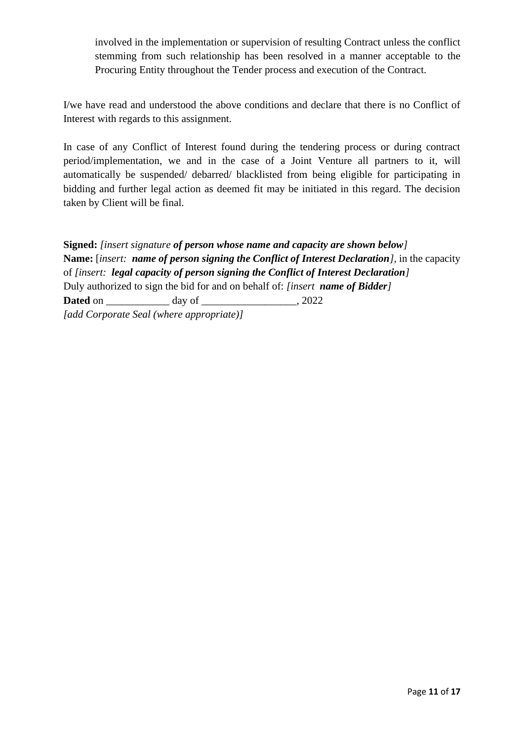involved in the implementation or supervision of resulting Contract unless the conflict stemming from such relationship has been resolved in a manner acceptable to the Procuring Entity throughout the Tender process and execution of the Contract.

I/we have read and understood the above conditions and declare that there is no Conflict of Interest with regards to this assignment.

In case of any Conflict of Interest found during the tendering process or during contract period/implementation, we and in the case of a Joint Venture all partners to it, will automatically be suspended/ debarred/ blacklisted from being eligible for participating in bidding and further legal action as deemed fit may be initiated in this regard. The decision taken by Client will be final.

**Signed:** *[insert signature **of person whose name and capacity are shown below**]*
**Name:** [*insert: **name of person signing the Conflict of Interest Declaration**]*, in the capacity of *[insert: **legal capacity of person signing the Conflict of Interest Declaration**]*
Duly authorized to sign the bid for and on behalf of: *[insert **name of Bidder**]*
**Dated** on ____________ day of __________________, 2022
*[add Corporate Seal (where appropriate)]*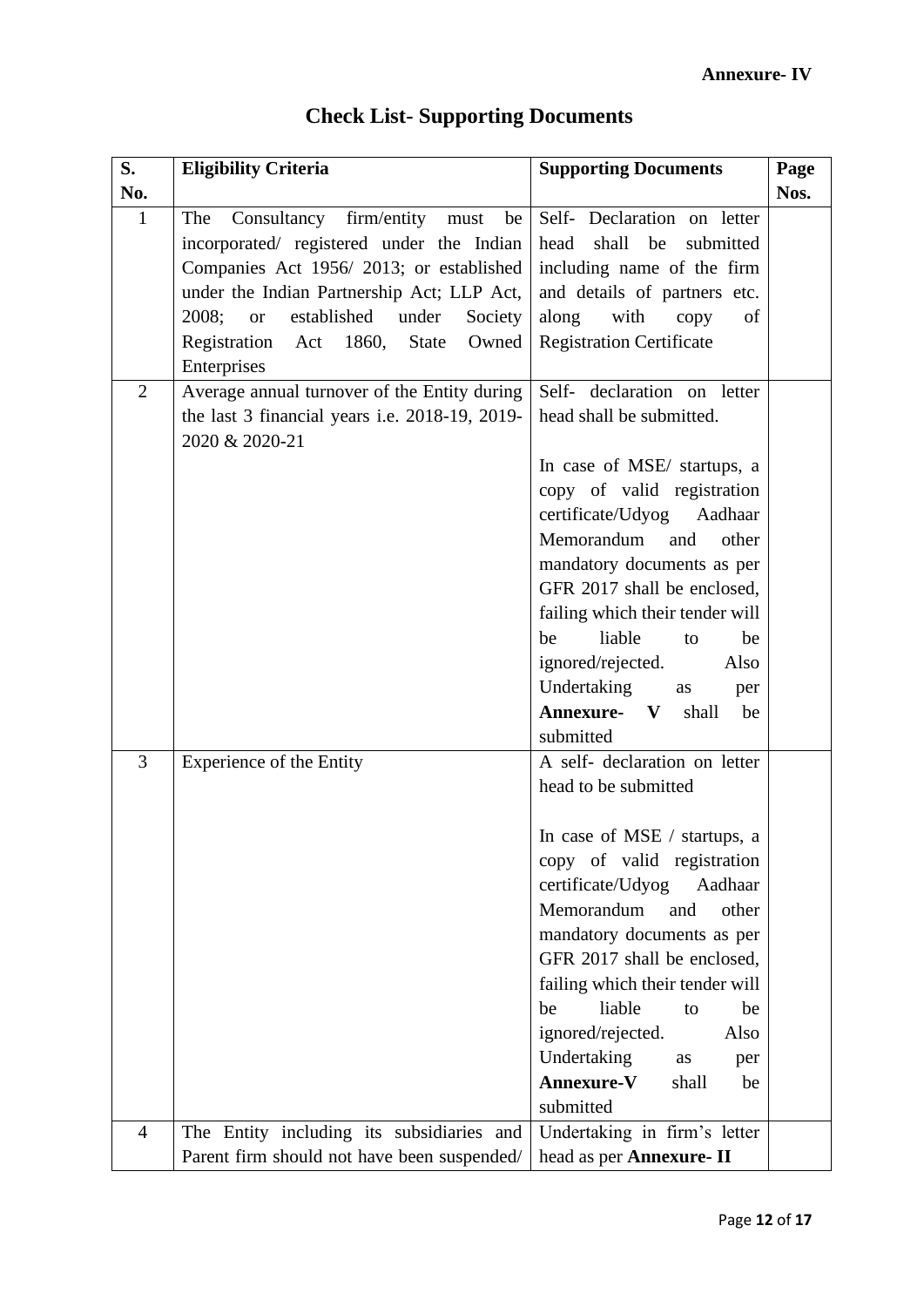**Annexure- IV**

# Check List- Supporting Documents

| S. No. | Eligibility Criteria | Supporting Documents | Page Nos. |
|---|---|---|---|
| 1 | The Consultancy firm/entity must be incorporated/ registered under the Indian Companies Act 1956/ 2013; or established under the Indian Partnership Act; LLP Act, 2008; or established under Society Registration Act 1860, State Owned Enterprises | Self- Declaration on letter head shall be submitted including name of the firm and details of partners etc. along with copy of Registration Certificate | |
| 2 | Average annual turnover of the Entity during the last 3 financial years i.e. 2018-19, 2019-2020 & 2020-21 | Self- declaration on letter head shall be submitted.<br><br>In case of MSE/ startups, a copy of valid registration certificate/Udyog Aadhaar Memorandum and other mandatory documents as per GFR 2017 shall be enclosed, failing which their tender will be liable to be ignored/rejected. Also Undertaking as per **Annexure- V** shall be submitted | |
| 3 | Experience of the Entity | A self- declaration on letter head to be submitted<br><br>In case of MSE / startups, a copy of valid registration certificate/Udyog Aadhaar Memorandum and other mandatory documents as per GFR 2017 shall be enclosed, failing which their tender will be liable to be ignored/rejected. Also Undertaking as per **Annexure-V** shall be submitted | |
| 4 | The Entity including its subsidiaries and Parent firm should not have been suspended/ | Undertaking in firm's letter head as per **Annexure- II** | |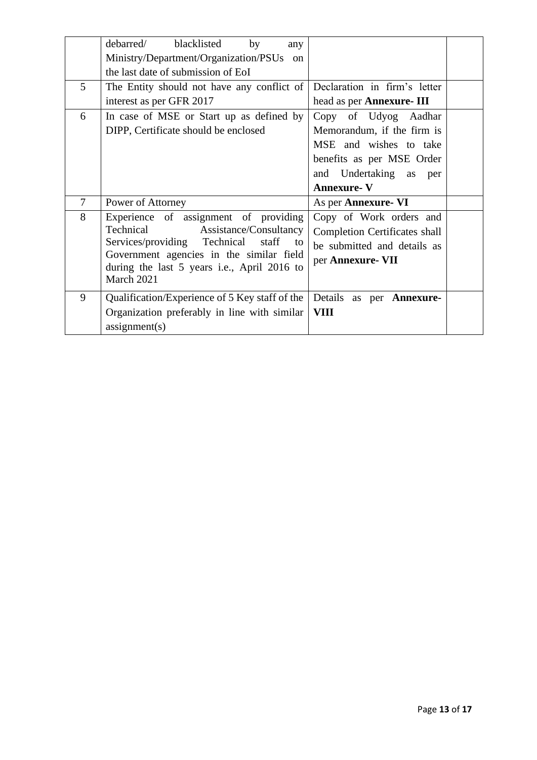| | | | |
|---|---|---|---|
| | debarred/ blacklisted by any Ministry/Department/Organization/PSUs on the last date of submission of EoI | | |
| 5 | The Entity should not have any conflict of interest as per GFR 2017 | Declaration in firm's letter head as per **Annexure- III** | |
| 6 | In case of MSE or Start up as defined by DIPP, Certificate should be enclosed | Copy of Udyog Aadhar Memorandum, if the firm is MSE and wishes to take benefits as per MSE Order and Undertaking as per **Annexure- V** | |
| 7 | Power of Attorney | As per **Annexure- VI** | |
| 8 | Experience of assignment of providing Technical Assistance/Consultancy Services/providing Technical staff to Government agencies in the similar field during the last 5 years i.e., April 2016 to March 2021 | Copy of Work orders and Completion Certificates shall be submitted and details as per **Annexure- VII** | |
| 9 | Qualification/Experience of 5 Key staff of the Organization preferably in line with similar assignment(s) | Details as per **Annexure- VIII** | |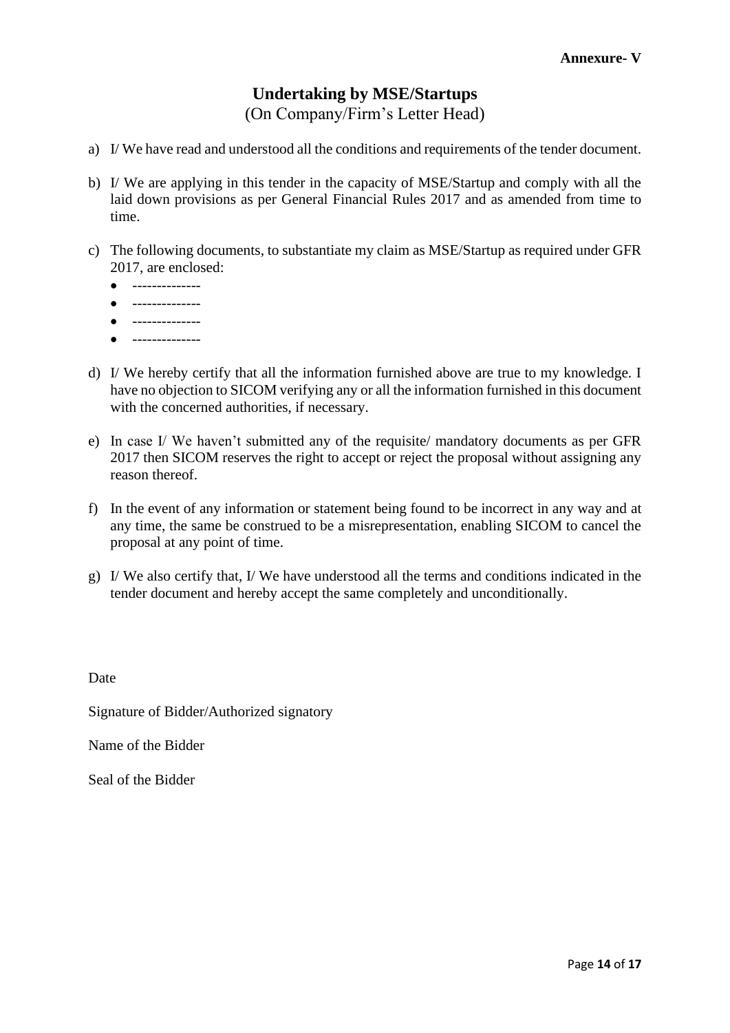**Annexure- V**

## Undertaking by MSE/Startups

(On Company/Firm's Letter Head)

a) I/ We have read and understood all the conditions and requirements of the tender document.

b) I/ We are applying in this tender in the capacity of MSE/Startup and comply with all the laid down provisions as per General Financial Rules 2017 and as amended from time to time.

c) The following documents, to substantiate my claim as MSE/Startup as required under GFR 2017, are enclosed:
   - --------------
   - --------------
   - --------------
   - --------------

d) I/ We hereby certify that all the information furnished above are true to my knowledge. I have no objection to SICOM verifying any or all the information furnished in this document with the concerned authorities, if necessary.

e) In case I/ We haven't submitted any of the requisite/ mandatory documents as per GFR 2017 then SICOM reserves the right to accept or reject the proposal without assigning any reason thereof.

f) In the event of any information or statement being found to be incorrect in any way and at any time, the same be construed to be a misrepresentation, enabling SICOM to cancel the proposal at any point of time.

g) I/ We also certify that, I/ We have understood all the terms and conditions indicated in the tender document and hereby accept the same completely and unconditionally.

Date

Signature of Bidder/Authorized signatory

Name of the Bidder

Seal of the Bidder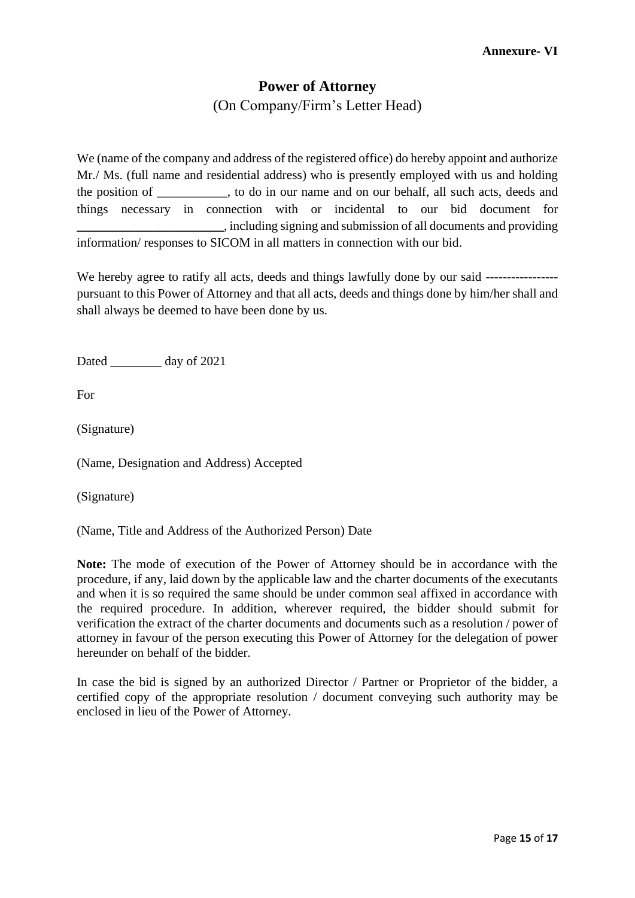**Annexure- VI**

# Power of Attorney

(On Company/Firm's Letter Head)

We (name of the company and address of the registered office) do hereby appoint and authorize Mr./ Ms. (full name and residential address) who is presently employed with us and holding the position of ___________, to do in our name and on our behalf, all such acts, deeds and things necessary in connection with or incidental to our bid document for _______________________, including signing and submission of all documents and providing information/ responses to SICOM in all matters in connection with our bid.

We hereby agree to ratify all acts, deeds and things lawfully done by our said ---------------- pursuant to this Power of Attorney and that all acts, deeds and things done by him/her shall and shall always be deemed to have been done by us.

Dated ________ day of 2021

For

(Signature)

(Name, Designation and Address) Accepted

(Signature)

(Name, Title and Address of the Authorized Person) Date

**Note:** The mode of execution of the Power of Attorney should be in accordance with the procedure, if any, laid down by the applicable law and the charter documents of the executants and when it is so required the same should be under common seal affixed in accordance with the required procedure. In addition, wherever required, the bidder should submit for verification the extract of the charter documents and documents such as a resolution / power of attorney in favour of the person executing this Power of Attorney for the delegation of power hereunder on behalf of the bidder.

In case the bid is signed by an authorized Director / Partner or Proprietor of the bidder, a certified copy of the appropriate resolution / document conveying such authority may be enclosed in lieu of the Power of Attorney.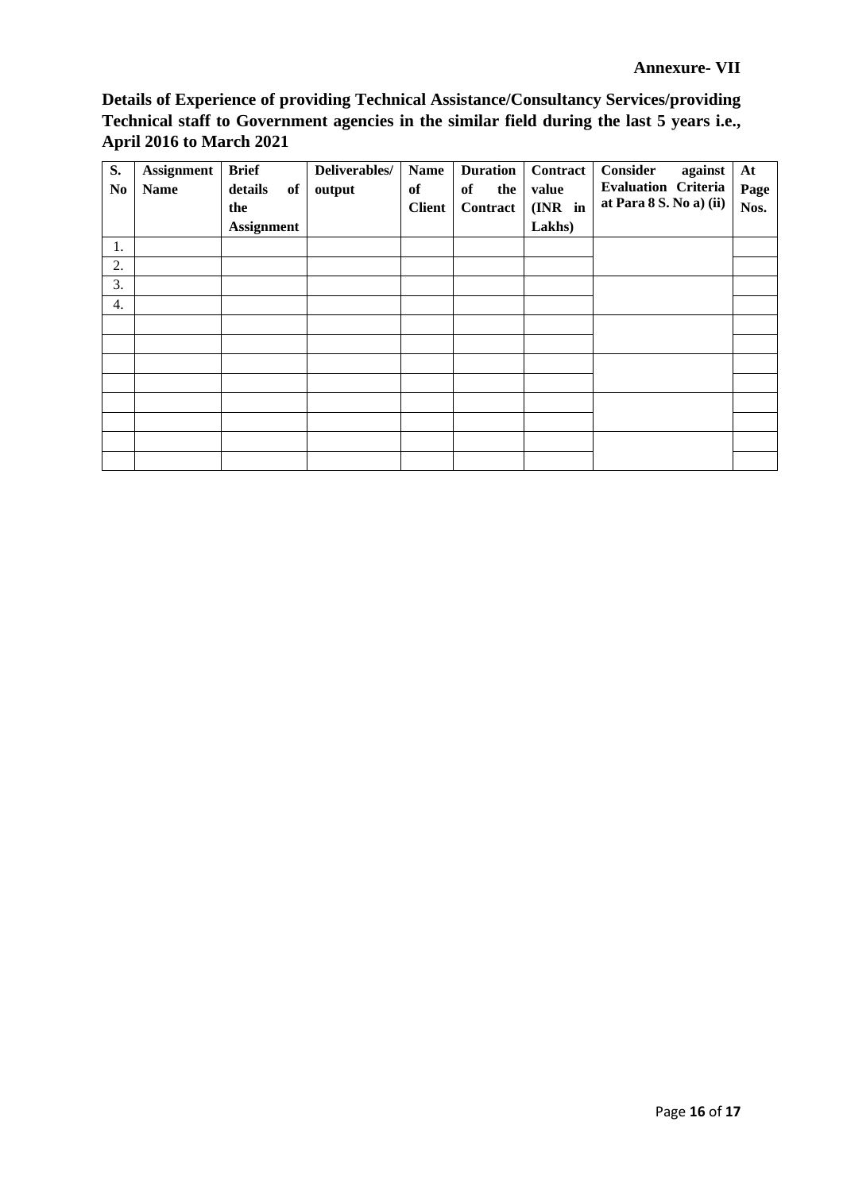**Annexure- VII**

**Details of Experience of providing Technical Assistance/Consultancy Services/providing Technical staff to Government agencies in the similar field during the last 5 years i.e., April 2016 to March 2021**

| S. No | Assignment Name | Brief details of the Assignment | Deliverables/ output | Name of Client | Duration of the Contract | Contract value (INR in Lakhs) | Consider against Evaluation Criteria at Para 8 S. No a) (ii) | At Page Nos. |
|---|---|---|---|---|---|---|---|---|
| 1. | | | | | | | | |
| 2. | | | | | | | | |
| 3. | | | | | | | | |
| 4. | | | | | | | | |
| | | | | | | | | |
| | | | | | | | | |
| | | | | | | | | |
| | | | | | | | | |
| | | | | | | | | |
| | | | | | | | | |
| | | | | | | | | |
| | | | | | | | | |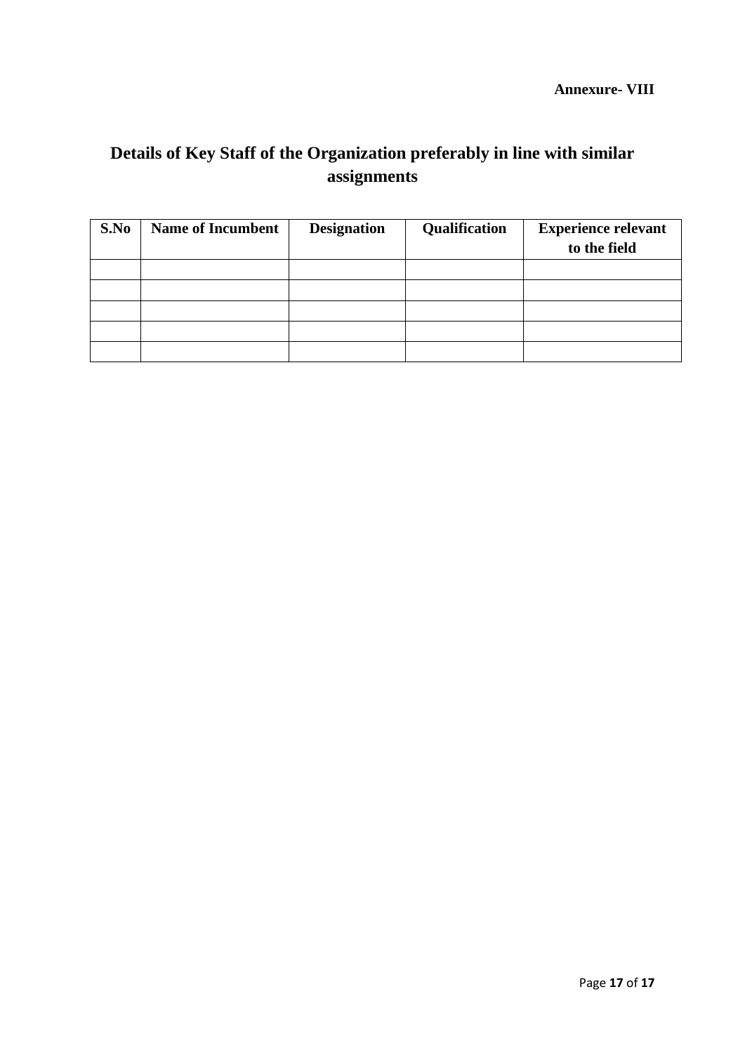**Annexure- VIII**

# Details of Key Staff of the Organization preferably in line with similar assignments

| S.No | Name of Incumbent | Designation | Qualification | Experience relevant to the field |
|---|---|---|---|---|
| | | | | |
| | | | | |
| | | | | |
| | | | | |
| | | | | |